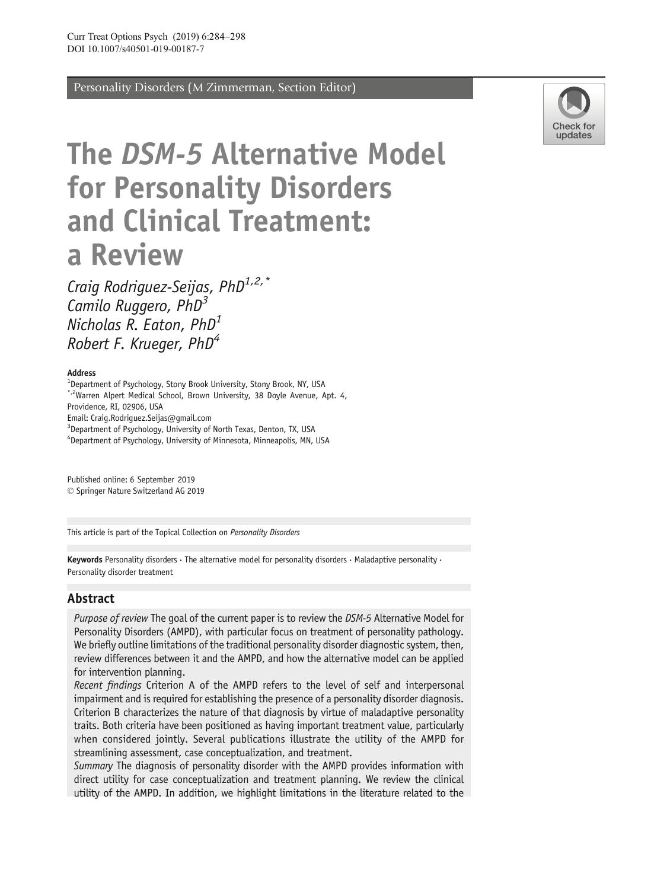Personality Disorders (M Zimmerman, Section Editor)

# The *DSM-5* Alternative Model for Personality Disorders and Clinical Treatment: a Review

*Craig Rodriguez-Seijas, PhD*[1,2,*]
*Camilo Ruggero, PhD*[3]
*Nicholas R. Eaton, PhD*[1]
*Robert F. Krueger, PhD*[4]

**Address**

[1]Department of Psychology, Stony Brook University, Stony Brook, NY, USA
[*,2]Warren Alpert Medical School, Brown University, 38 Doyle Avenue, Apt. 4, Providence, RI, 02906, USA
Email: Craig.Rodriguez.Seijas@gmail.com
[3]Department of Psychology, University of North Texas, Denton, TX, USA
[4]Department of Psychology, University of Minnesota, Minneapolis, MN, USA

Published online: 6 September 2019
© Springer Nature Switzerland AG 2019

This article is part of the Topical Collection on *Personality Disorders*

**Keywords** Personality disorders · The alternative model for personality disorders · Maladaptive personality · Personality disorder treatment

## Abstract

*Purpose of review* The goal of the current paper is to review the *DSM-5* Alternative Model for Personality Disorders (AMPD), with particular focus on treatment of personality pathology. We briefly outline limitations of the traditional personality disorder diagnostic system, then, review differences between it and the AMPD, and how the alternative model can be applied for intervention planning.

*Recent findings* Criterion A of the AMPD refers to the level of self and interpersonal impairment and is required for establishing the presence of a personality disorder diagnosis. Criterion B characterizes the nature of that diagnosis by virtue of maladaptive personality traits. Both criteria have been positioned as having important treatment value, particularly when considered jointly. Several publications illustrate the utility of the AMPD for streamlining assessment, case conceptualization, and treatment.

*Summary* The diagnosis of personality disorder with the AMPD provides information with direct utility for case conceptualization and treatment planning. We review the clinical utility of the AMPD. In addition, we highlight limitations in the literature related to the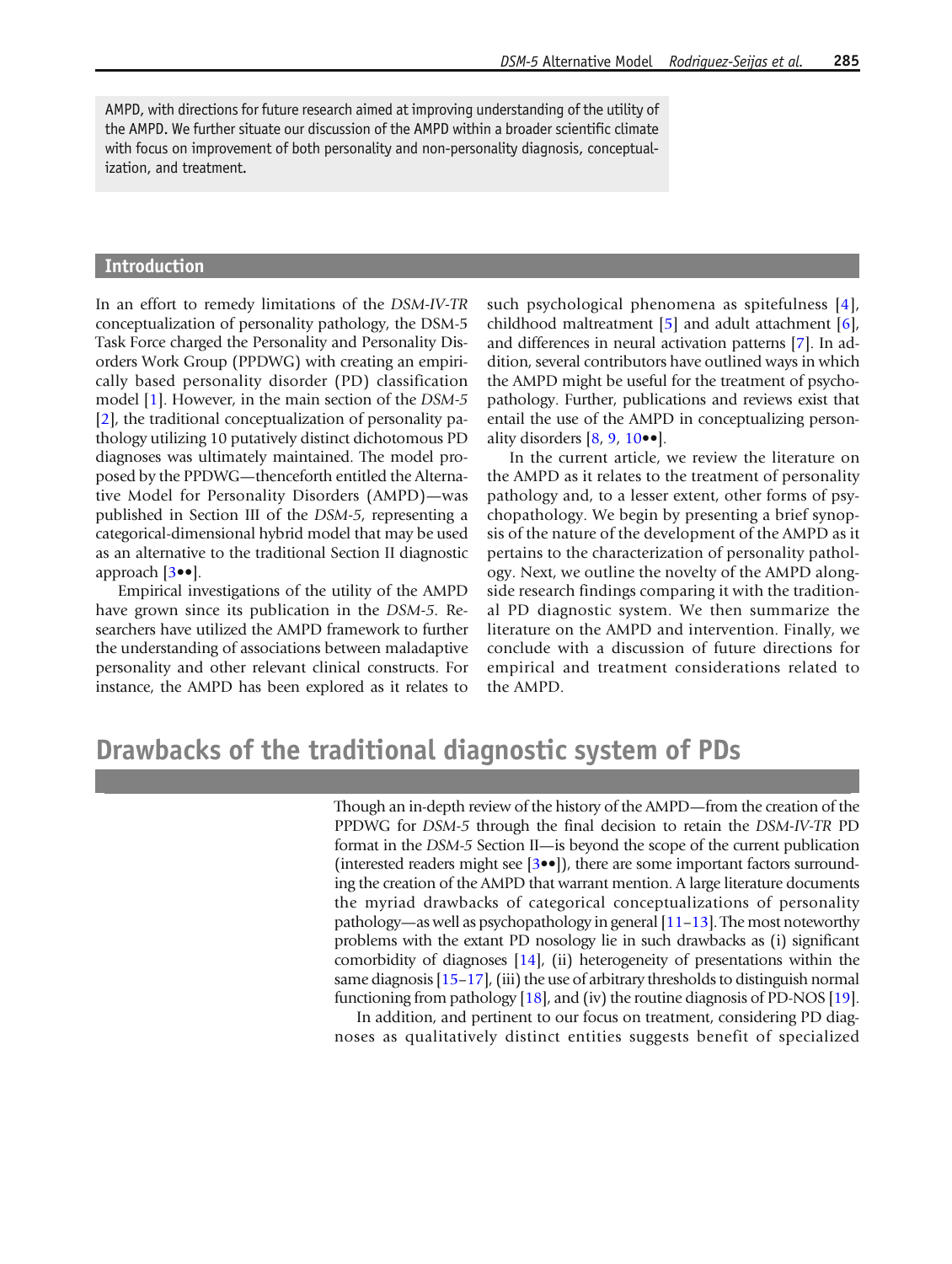AMPD, with directions for future research aimed at improving understanding of the utility of the AMPD. We further situate our discussion of the AMPD within a broader scientific climate with focus on improvement of both personality and non-personality diagnosis, conceptualization, and treatment.

## Introduction

In an effort to remedy limitations of the *DSM-IV-TR* conceptualization of personality pathology, the DSM-5 Task Force charged the Personality and Personality Disorders Work Group (PPDWG) with creating an empirically based personality disorder (PD) classification model [1]. However, in the main section of the *DSM-5* [2], the traditional conceptualization of personality pathology utilizing 10 putatively distinct dichotomous PD diagnoses was ultimately maintained. The model proposed by the PPDWG—thenceforth entitled the Alternative Model for Personality Disorders (AMPD)—was published in Section III of the *DSM-5*, representing a categorical-dimensional hybrid model that may be used as an alternative to the traditional Section II diagnostic approach [3••].

Empirical investigations of the utility of the AMPD have grown since its publication in the *DSM-5*. Researchers have utilized the AMPD framework to further the understanding of associations between maladaptive personality and other relevant clinical constructs. For instance, the AMPD has been explored as it relates to such psychological phenomena as spitefulness [4], childhood maltreatment [5] and adult attachment [6], and differences in neural activation patterns [7]. In addition, several contributors have outlined ways in which the AMPD might be useful for the treatment of psychopathology. Further, publications and reviews exist that entail the use of the AMPD in conceptualizing personality disorders [8, 9, 10••].

In the current article, we review the literature on the AMPD as it relates to the treatment of personality pathology and, to a lesser extent, other forms of psychopathology. We begin by presenting a brief synopsis of the nature of the development of the AMPD as it pertains to the characterization of personality pathology. Next, we outline the novelty of the AMPD alongside research findings comparing it with the traditional PD diagnostic system. We then summarize the literature on the AMPD and intervention. Finally, we conclude with a discussion of future directions for empirical and treatment considerations related to the AMPD.

## Drawbacks of the traditional diagnostic system of PDs

Though an in-depth review of the history of the AMPD—from the creation of the PPDWG for *DSM-5* through the final decision to retain the *DSM-IV-TR* PD format in the *DSM-5* Section II—is beyond the scope of the current publication (interested readers might see [3••]), there are some important factors surrounding the creation of the AMPD that warrant mention. A large literature documents the myriad drawbacks of categorical conceptualizations of personality pathology—as well as psychopathology in general [11–13]. The most noteworthy problems with the extant PD nosology lie in such drawbacks as (i) significant comorbidity of diagnoses [14], (ii) heterogeneity of presentations within the same diagnosis [15–17], (iii) the use of arbitrary thresholds to distinguish normal functioning from pathology [18], and (iv) the routine diagnosis of PD-NOS [19].

In addition, and pertinent to our focus on treatment, considering PD diagnoses as qualitatively distinct entities suggests benefit of specialized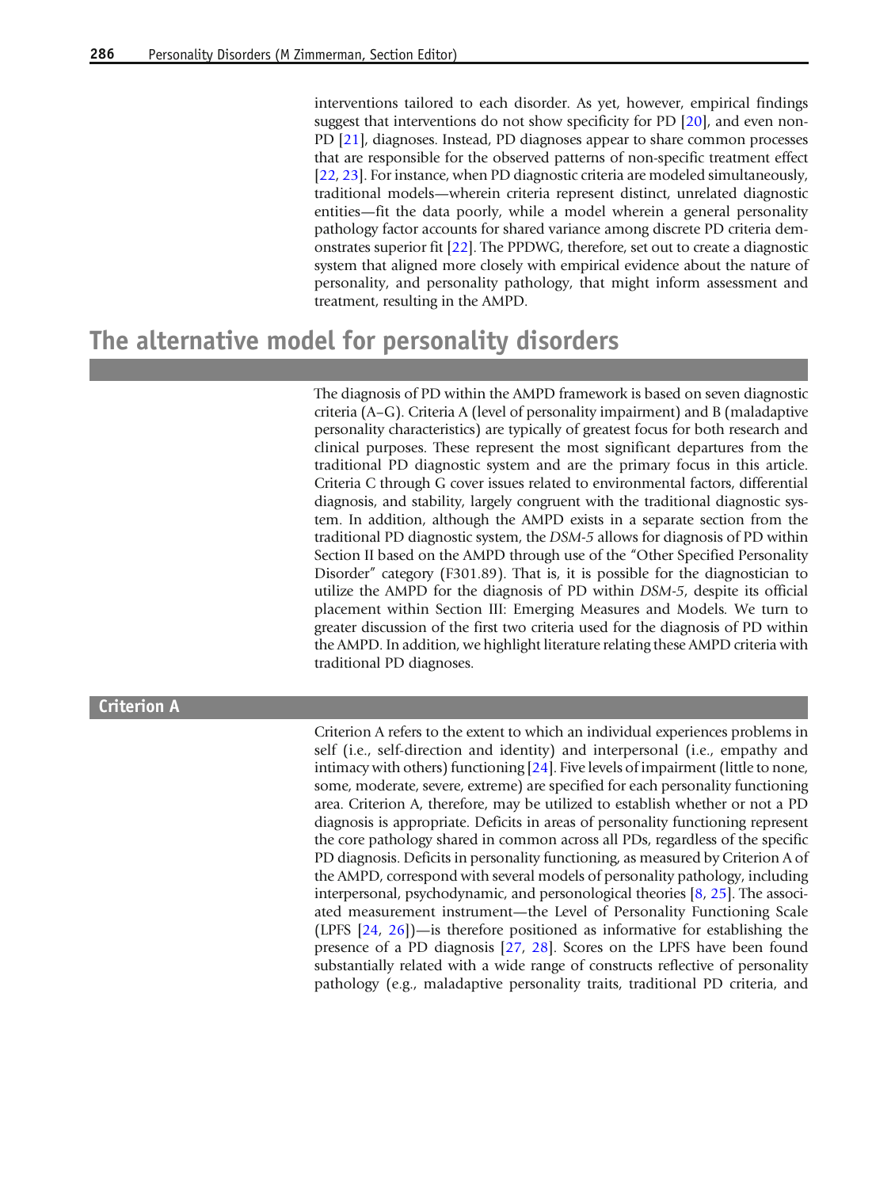interventions tailored to each disorder. As yet, however, empirical findings suggest that interventions do not show specificity for PD [20], and even non-PD [21], diagnoses. Instead, PD diagnoses appear to share common processes that are responsible for the observed patterns of non-specific treatment effect [22, 23]. For instance, when PD diagnostic criteria are modeled simultaneously, traditional models—wherein criteria represent distinct, unrelated diagnostic entities—fit the data poorly, while a model wherein a general personality pathology factor accounts for shared variance among discrete PD criteria demonstrates superior fit [22]. The PPDWG, therefore, set out to create a diagnostic system that aligned more closely with empirical evidence about the nature of personality, and personality pathology, that might inform assessment and treatment, resulting in the AMPD.

## The alternative model for personality disorders

The diagnosis of PD within the AMPD framework is based on seven diagnostic criteria (A–G). Criteria A (level of personality impairment) and B (maladaptive personality characteristics) are typically of greatest focus for both research and clinical purposes. These represent the most significant departures from the traditional PD diagnostic system and are the primary focus in this article. Criteria C through G cover issues related to environmental factors, differential diagnosis, and stability, largely congruent with the traditional diagnostic system. In addition, although the AMPD exists in a separate section from the traditional PD diagnostic system, the *DSM-5* allows for diagnosis of PD within Section II based on the AMPD through use of the "Other Specified Personality Disorder" category (F301.89). That is, it is possible for the diagnostician to utilize the AMPD for the diagnosis of PD within *DSM-5*, despite its official placement within Section III: Emerging Measures and Models. We turn to greater discussion of the first two criteria used for the diagnosis of PD within the AMPD. In addition, we highlight literature relating these AMPD criteria with traditional PD diagnoses.

### Criterion A

Criterion A refers to the extent to which an individual experiences problems in self (i.e., self-direction and identity) and interpersonal (i.e., empathy and intimacy with others) functioning [24]. Five levels of impairment (little to none, some, moderate, severe, extreme) are specified for each personality functioning area. Criterion A, therefore, may be utilized to establish whether or not a PD diagnosis is appropriate. Deficits in areas of personality functioning represent the core pathology shared in common across all PDs, regardless of the specific PD diagnosis. Deficits in personality functioning, as measured by Criterion A of the AMPD, correspond with several models of personality pathology, including interpersonal, psychodynamic, and personological theories [8, 25]. The associated measurement instrument—the Level of Personality Functioning Scale (LPFS [24, 26])—is therefore positioned as informative for establishing the presence of a PD diagnosis [27, 28]. Scores on the LPFS have been found substantially related with a wide range of constructs reflective of personality pathology (e.g., maladaptive personality traits, traditional PD criteria, and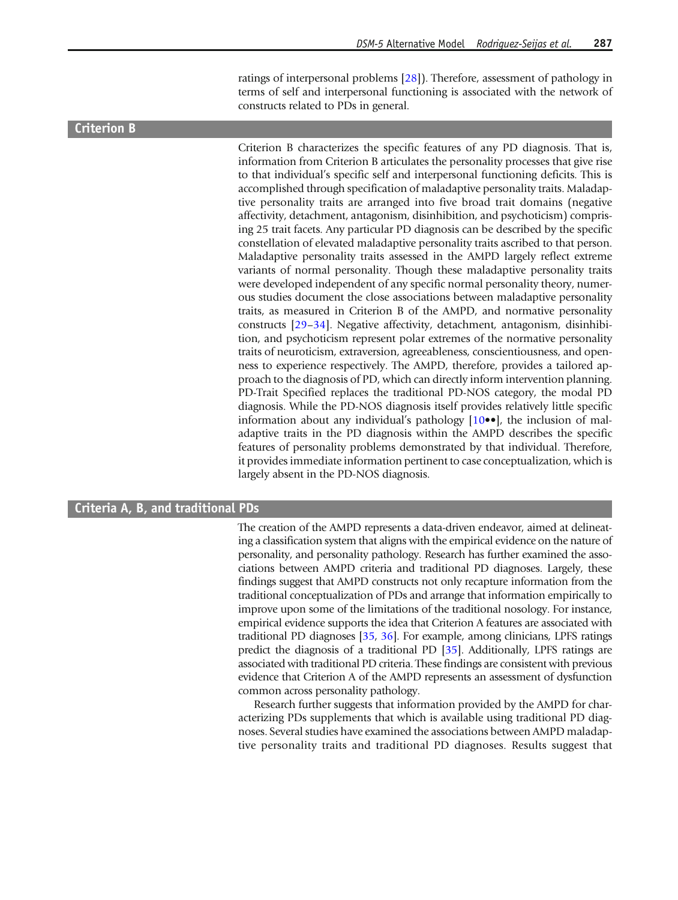ratings of interpersonal problems [28]). Therefore, assessment of pathology in terms of self and interpersonal functioning is associated with the network of constructs related to PDs in general.

## Criterion B

Criterion B characterizes the specific features of any PD diagnosis. That is, information from Criterion B articulates the personality processes that give rise to that individual's specific self and interpersonal functioning deficits. This is accomplished through specification of maladaptive personality traits. Maladaptive personality traits are arranged into five broad trait domains (negative affectivity, detachment, antagonism, disinhibition, and psychoticism) comprising 25 trait facets. Any particular PD diagnosis can be described by the specific constellation of elevated maladaptive personality traits ascribed to that person. Maladaptive personality traits assessed in the AMPD largely reflect extreme variants of normal personality. Though these maladaptive personality traits were developed independent of any specific normal personality theory, numerous studies document the close associations between maladaptive personality traits, as measured in Criterion B of the AMPD, and normative personality constructs [29–34]. Negative affectivity, detachment, antagonism, disinhibition, and psychoticism represent polar extremes of the normative personality traits of neuroticism, extraversion, agreeableness, conscientiousness, and openness to experience respectively. The AMPD, therefore, provides a tailored approach to the diagnosis of PD, which can directly inform intervention planning. PD-Trait Specified replaces the traditional PD-NOS category, the modal PD diagnosis. While the PD-NOS diagnosis itself provides relatively little specific information about any individual's pathology [10••], the inclusion of maladaptive traits in the PD diagnosis within the AMPD describes the specific features of personality problems demonstrated by that individual. Therefore, it provides immediate information pertinent to case conceptualization, which is largely absent in the PD-NOS diagnosis.

## Criteria A, B, and traditional PDs

The creation of the AMPD represents a data-driven endeavor, aimed at delineating a classification system that aligns with the empirical evidence on the nature of personality, and personality pathology. Research has further examined the associations between AMPD criteria and traditional PD diagnoses. Largely, these findings suggest that AMPD constructs not only recapture information from the traditional conceptualization of PDs and arrange that information empirically to improve upon some of the limitations of the traditional nosology. For instance, empirical evidence supports the idea that Criterion A features are associated with traditional PD diagnoses [35, 36]. For example, among clinicians, LPFS ratings predict the diagnosis of a traditional PD [35]. Additionally, LPFS ratings are associated with traditional PD criteria. These findings are consistent with previous evidence that Criterion A of the AMPD represents an assessment of dysfunction common across personality pathology.

Research further suggests that information provided by the AMPD for characterizing PDs supplements that which is available using traditional PD diagnoses. Several studies have examined the associations between AMPD maladaptive personality traits and traditional PD diagnoses. Results suggest that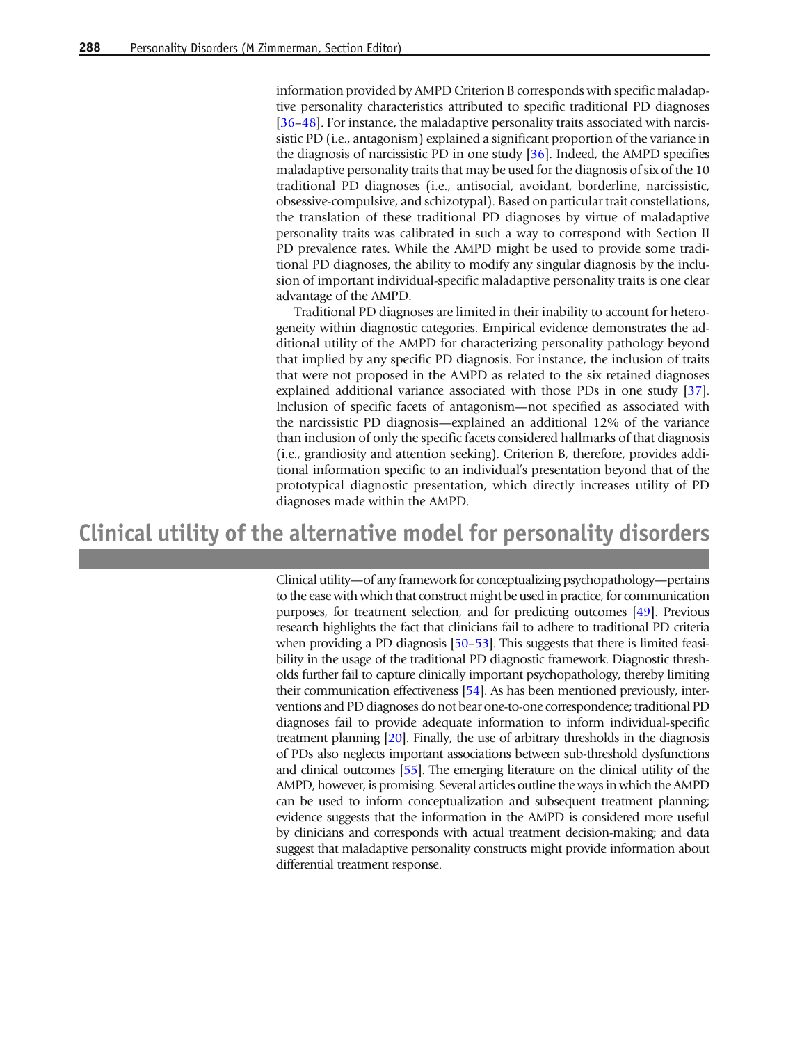information provided by AMPD Criterion B corresponds with specific maladaptive personality characteristics attributed to specific traditional PD diagnoses [36–48]. For instance, the maladaptive personality traits associated with narcissistic PD (i.e., antagonism) explained a significant proportion of the variance in the diagnosis of narcissistic PD in one study [36]. Indeed, the AMPD specifies maladaptive personality traits that may be used for the diagnosis of six of the 10 traditional PD diagnoses (i.e., antisocial, avoidant, borderline, narcissistic, obsessive-compulsive, and schizotypal). Based on particular trait constellations, the translation of these traditional PD diagnoses by virtue of maladaptive personality traits was calibrated in such a way to correspond with Section II PD prevalence rates. While the AMPD might be used to provide some traditional PD diagnoses, the ability to modify any singular diagnosis by the inclusion of important individual-specific maladaptive personality traits is one clear advantage of the AMPD.

Traditional PD diagnoses are limited in their inability to account for heterogeneity within diagnostic categories. Empirical evidence demonstrates the additional utility of the AMPD for characterizing personality pathology beyond that implied by any specific PD diagnosis. For instance, the inclusion of traits that were not proposed in the AMPD as related to the six retained diagnoses explained additional variance associated with those PDs in one study [37]. Inclusion of specific facets of antagonism—not specified as associated with the narcissistic PD diagnosis—explained an additional 12% of the variance than inclusion of only the specific facets considered hallmarks of that diagnosis (i.e., grandiosity and attention seeking). Criterion B, therefore, provides additional information specific to an individual's presentation beyond that of the prototypical diagnostic presentation, which directly increases utility of PD diagnoses made within the AMPD.

## Clinical utility of the alternative model for personality disorders

Clinical utility—of any framework for conceptualizing psychopathology—pertains to the ease with which that construct might be used in practice, for communication purposes, for treatment selection, and for predicting outcomes [49]. Previous research highlights the fact that clinicians fail to adhere to traditional PD criteria when providing a PD diagnosis [50–53]. This suggests that there is limited feasibility in the usage of the traditional PD diagnostic framework. Diagnostic thresholds further fail to capture clinically important psychopathology, thereby limiting their communication effectiveness [54]. As has been mentioned previously, interventions and PD diagnoses do not bear one-to-one correspondence; traditional PD diagnoses fail to provide adequate information to inform individual-specific treatment planning [20]. Finally, the use of arbitrary thresholds in the diagnosis of PDs also neglects important associations between sub-threshold dysfunctions and clinical outcomes [55]. The emerging literature on the clinical utility of the AMPD, however, is promising. Several articles outline the ways in which the AMPD can be used to inform conceptualization and subsequent treatment planning; evidence suggests that the information in the AMPD is considered more useful by clinicians and corresponds with actual treatment decision-making; and data suggest that maladaptive personality constructs might provide information about differential treatment response.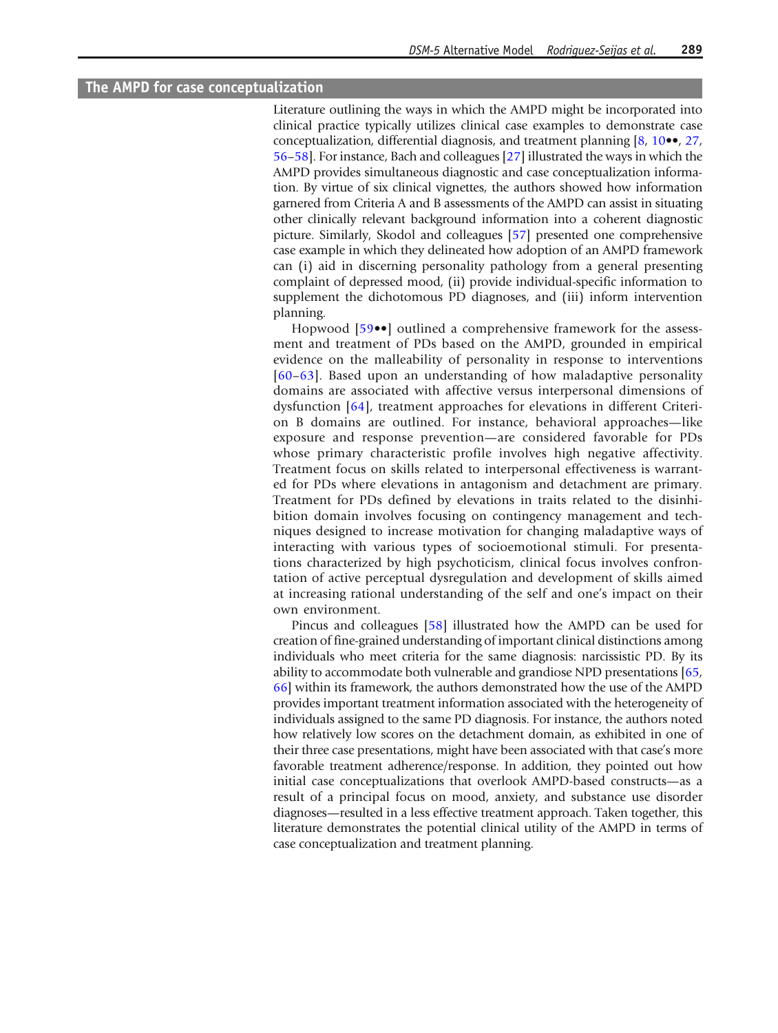## The AMPD for case conceptualization

Literature outlining the ways in which the AMPD might be incorporated into clinical practice typically utilizes clinical case examples to demonstrate case conceptualization, differential diagnosis, and treatment planning [8, 10••, 27, 56–58]. For instance, Bach and colleagues [27] illustrated the ways in which the AMPD provides simultaneous diagnostic and case conceptualization information. By virtue of six clinical vignettes, the authors showed how information garnered from Criteria A and B assessments of the AMPD can assist in situating other clinically relevant background information into a coherent diagnostic picture. Similarly, Skodol and colleagues [57] presented one comprehensive case example in which they delineated how adoption of an AMPD framework can (i) aid in discerning personality pathology from a general presenting complaint of depressed mood, (ii) provide individual-specific information to supplement the dichotomous PD diagnoses, and (iii) inform intervention planning.

Hopwood [59••] outlined a comprehensive framework for the assessment and treatment of PDs based on the AMPD, grounded in empirical evidence on the malleability of personality in response to interventions [60–63]. Based upon an understanding of how maladaptive personality domains are associated with affective versus interpersonal dimensions of dysfunction [64], treatment approaches for elevations in different Criterion B domains are outlined. For instance, behavioral approaches—like exposure and response prevention—are considered favorable for PDs whose primary characteristic profile involves high negative affectivity. Treatment focus on skills related to interpersonal effectiveness is warranted for PDs where elevations in antagonism and detachment are primary. Treatment for PDs defined by elevations in traits related to the disinhibition domain involves focusing on contingency management and techniques designed to increase motivation for changing maladaptive ways of interacting with various types of socioemotional stimuli. For presentations characterized by high psychoticism, clinical focus involves confrontation of active perceptual dysregulation and development of skills aimed at increasing rational understanding of the self and one's impact on their own environment.

Pincus and colleagues [58] illustrated how the AMPD can be used for creation of fine-grained understanding of important clinical distinctions among individuals who meet criteria for the same diagnosis: narcissistic PD. By its ability to accommodate both vulnerable and grandiose NPD presentations [65, 66] within its framework, the authors demonstrated how the use of the AMPD provides important treatment information associated with the heterogeneity of individuals assigned to the same PD diagnosis. For instance, the authors noted how relatively low scores on the detachment domain, as exhibited in one of their three case presentations, might have been associated with that case's more favorable treatment adherence/response. In addition, they pointed out how initial case conceptualizations that overlook AMPD-based constructs—as a result of a principal focus on mood, anxiety, and substance use disorder diagnoses—resulted in a less effective treatment approach. Taken together, this literature demonstrates the potential clinical utility of the AMPD in terms of case conceptualization and treatment planning.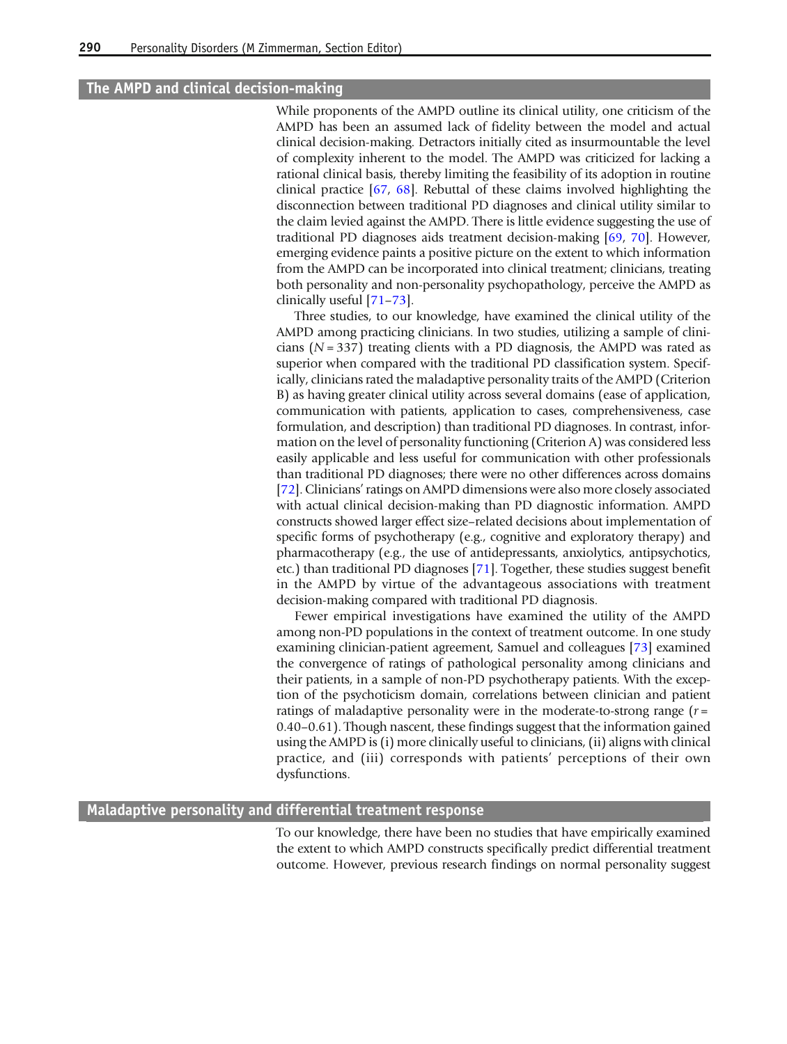## The AMPD and clinical decision-making

While proponents of the AMPD outline its clinical utility, one criticism of the AMPD has been an assumed lack of fidelity between the model and actual clinical decision-making. Detractors initially cited as insurmountable the level of complexity inherent to the model. The AMPD was criticized for lacking a rational clinical basis, thereby limiting the feasibility of its adoption in routine clinical practice [67, 68]. Rebuttal of these claims involved highlighting the disconnection between traditional PD diagnoses and clinical utility similar to the claim levied against the AMPD. There is little evidence suggesting the use of traditional PD diagnoses aids treatment decision-making [69, 70]. However, emerging evidence paints a positive picture on the extent to which information from the AMPD can be incorporated into clinical treatment; clinicians, treating both personality and non-personality psychopathology, perceive the AMPD as clinically useful [71–73].

Three studies, to our knowledge, have examined the clinical utility of the AMPD among practicing clinicians. In two studies, utilizing a sample of clinicians ($N = 337$) treating clients with a PD diagnosis, the AMPD was rated as superior when compared with the traditional PD classification system. Specifically, clinicians rated the maladaptive personality traits of the AMPD (Criterion B) as having greater clinical utility across several domains (ease of application, communication with patients, application to cases, comprehensiveness, case formulation, and description) than traditional PD diagnoses. In contrast, information on the level of personality functioning (Criterion A) was considered less easily applicable and less useful for communication with other professionals than traditional PD diagnoses; there were no other differences across domains [72]. Clinicians' ratings on AMPD dimensions were also more closely associated with actual clinical decision-making than PD diagnostic information. AMPD constructs showed larger effect size–related decisions about implementation of specific forms of psychotherapy (e.g., cognitive and exploratory therapy) and pharmacotherapy (e.g., the use of antidepressants, anxiolytics, antipsychotics, etc.) than traditional PD diagnoses [71]. Together, these studies suggest benefit in the AMPD by virtue of the advantageous associations with treatment decision-making compared with traditional PD diagnosis.

Fewer empirical investigations have examined the utility of the AMPD among non-PD populations in the context of treatment outcome. In one study examining clinician-patient agreement, Samuel and colleagues [73] examined the convergence of ratings of pathological personality among clinicians and their patients, in a sample of non-PD psychotherapy patients. With the exception of the psychoticism domain, correlations between clinician and patient ratings of maladaptive personality were in the moderate-to-strong range ($r = 0.40–0.61$). Though nascent, these findings suggest that the information gained using the AMPD is (i) more clinically useful to clinicians, (ii) aligns with clinical practice, and (iii) corresponds with patients' perceptions of their own dysfunctions.

## Maladaptive personality and differential treatment response

To our knowledge, there have been no studies that have empirically examined the extent to which AMPD constructs specifically predict differential treatment outcome. However, previous research findings on normal personality suggest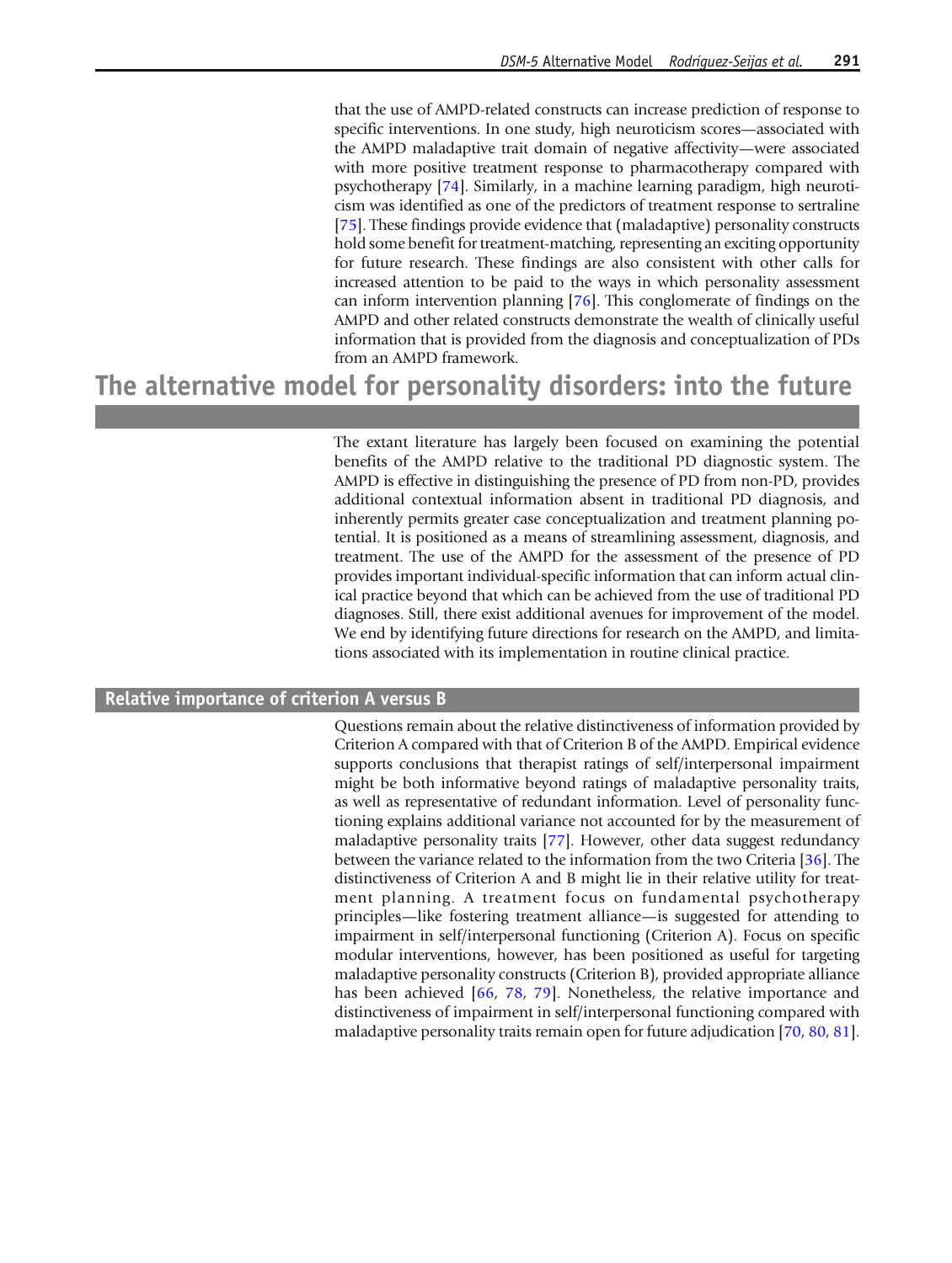that the use of AMPD-related constructs can increase prediction of response to specific interventions. In one study, high neuroticism scores—associated with the AMPD maladaptive trait domain of negative affectivity—were associated with more positive treatment response to pharmacotherapy compared with psychotherapy [74]. Similarly, in a machine learning paradigm, high neuroticism was identified as one of the predictors of treatment response to sertraline [75]. These findings provide evidence that (maladaptive) personality constructs hold some benefit for treatment-matching, representing an exciting opportunity for future research. These findings are also consistent with other calls for increased attention to be paid to the ways in which personality assessment can inform intervention planning [76]. This conglomerate of findings on the AMPD and other related constructs demonstrate the wealth of clinically useful information that is provided from the diagnosis and conceptualization of PDs from an AMPD framework.

# The alternative model for personality disorders: into the future

The extant literature has largely been focused on examining the potential benefits of the AMPD relative to the traditional PD diagnostic system. The AMPD is effective in distinguishing the presence of PD from non-PD, provides additional contextual information absent in traditional PD diagnosis, and inherently permits greater case conceptualization and treatment planning potential. It is positioned as a means of streamlining assessment, diagnosis, and treatment. The use of the AMPD for the assessment of the presence of PD provides important individual-specific information that can inform actual clinical practice beyond that which can be achieved from the use of traditional PD diagnoses. Still, there exist additional avenues for improvement of the model. We end by identifying future directions for research on the AMPD, and limitations associated with its implementation in routine clinical practice.

## Relative importance of criterion A versus B

Questions remain about the relative distinctiveness of information provided by Criterion A compared with that of Criterion B of the AMPD. Empirical evidence supports conclusions that therapist ratings of self/interpersonal impairment might be both informative beyond ratings of maladaptive personality traits, as well as representative of redundant information. Level of personality functioning explains additional variance not accounted for by the measurement of maladaptive personality traits [77]. However, other data suggest redundancy between the variance related to the information from the two Criteria [36]. The distinctiveness of Criterion A and B might lie in their relative utility for treatment planning. A treatment focus on fundamental psychotherapy principles—like fostering treatment alliance—is suggested for attending to impairment in self/interpersonal functioning (Criterion A). Focus on specific modular interventions, however, has been positioned as useful for targeting maladaptive personality constructs (Criterion B), provided appropriate alliance has been achieved [66, 78, 79]. Nonetheless, the relative importance and distinctiveness of impairment in self/interpersonal functioning compared with maladaptive personality traits remain open for future adjudication [70, 80, 81].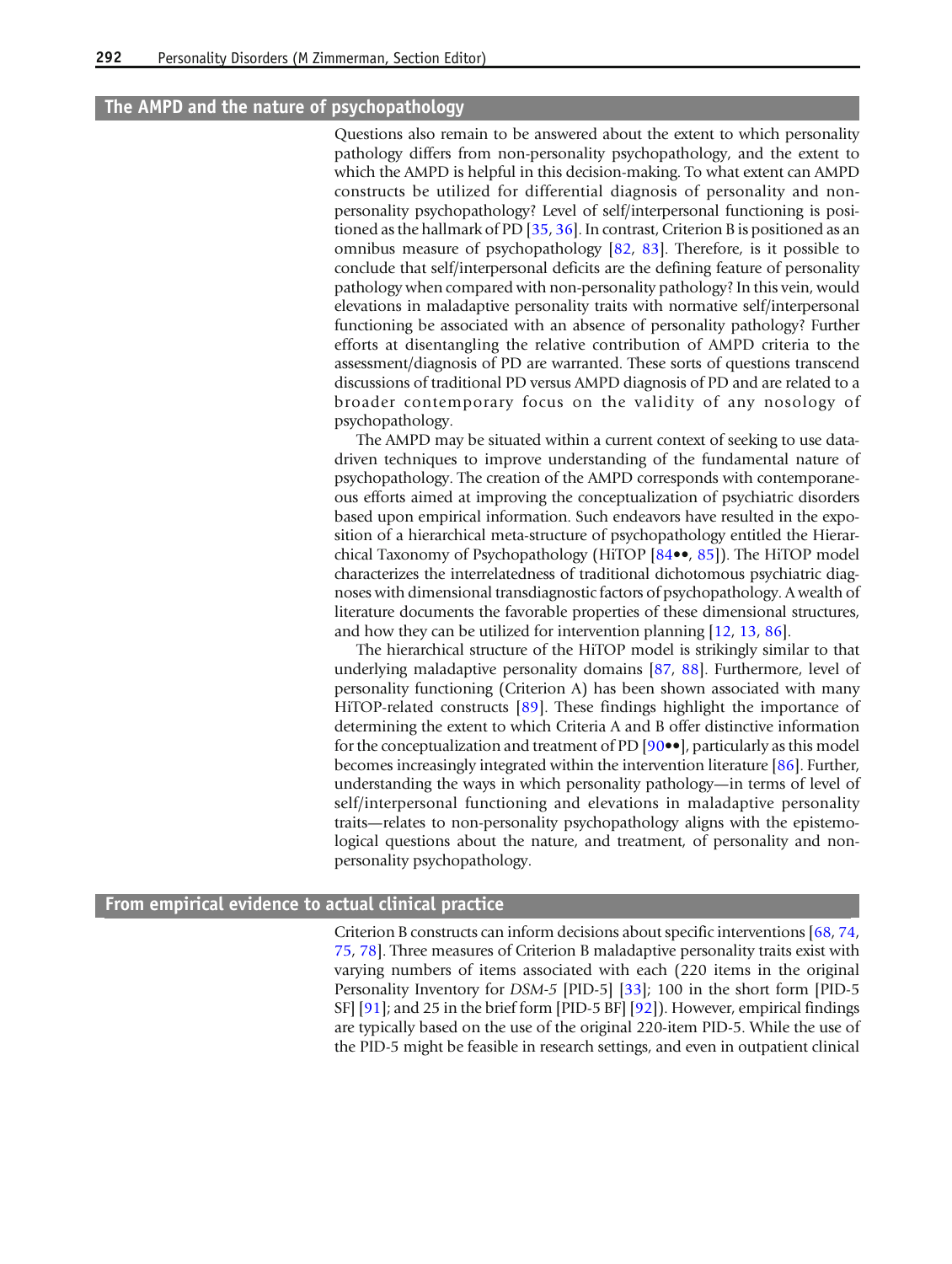## The AMPD and the nature of psychopathology

Questions also remain to be answered about the extent to which personality pathology differs from non-personality psychopathology, and the extent to which the AMPD is helpful in this decision-making. To what extent can AMPD constructs be utilized for differential diagnosis of personality and non-personality psychopathology? Level of self/interpersonal functioning is positioned as the hallmark of PD [35, 36]. In contrast, Criterion B is positioned as an omnibus measure of psychopathology [82, 83]. Therefore, is it possible to conclude that self/interpersonal deficits are the defining feature of personality pathology when compared with non-personality pathology? In this vein, would elevations in maladaptive personality traits with normative self/interpersonal functioning be associated with an absence of personality pathology? Further efforts at disentangling the relative contribution of AMPD criteria to the assessment/diagnosis of PD are warranted. These sorts of questions transcend discussions of traditional PD versus AMPD diagnosis of PD and are related to a broader contemporary focus on the validity of any nosology of psychopathology.

The AMPD may be situated within a current context of seeking to use data-driven techniques to improve understanding of the fundamental nature of psychopathology. The creation of the AMPD corresponds with contemporaneous efforts aimed at improving the conceptualization of psychiatric disorders based upon empirical information. Such endeavors have resulted in the exposition of a hierarchical meta-structure of psychopathology entitled the Hierarchical Taxonomy of Psychopathology (HiTOP [84••, 85]). The HiTOP model characterizes the interrelatedness of traditional dichotomous psychiatric diagnoses with dimensional transdiagnostic factors of psychopathology. A wealth of literature documents the favorable properties of these dimensional structures, and how they can be utilized for intervention planning [12, 13, 86].

The hierarchical structure of the HiTOP model is strikingly similar to that underlying maladaptive personality domains [87, 88]. Furthermore, level of personality functioning (Criterion A) has been shown associated with many HiTOP-related constructs [89]. These findings highlight the importance of determining the extent to which Criteria A and B offer distinctive information for the conceptualization and treatment of PD [90••], particularly as this model becomes increasingly integrated within the intervention literature [86]. Further, understanding the ways in which personality pathology—in terms of level of self/interpersonal functioning and elevations in maladaptive personality traits—relates to non-personality psychopathology aligns with the epistemological questions about the nature, and treatment, of personality and non-personality psychopathology.

## From empirical evidence to actual clinical practice

Criterion B constructs can inform decisions about specific interventions [68, 74, 75, 78]. Three measures of Criterion B maladaptive personality traits exist with varying numbers of items associated with each (220 items in the original Personality Inventory for *DSM-5* [PID-5] [33]; 100 in the short form [PID-5 SF] [91]; and 25 in the brief form [PID-5 BF] [92]). However, empirical findings are typically based on the use of the original 220-item PID-5. While the use of the PID-5 might be feasible in research settings, and even in outpatient clinical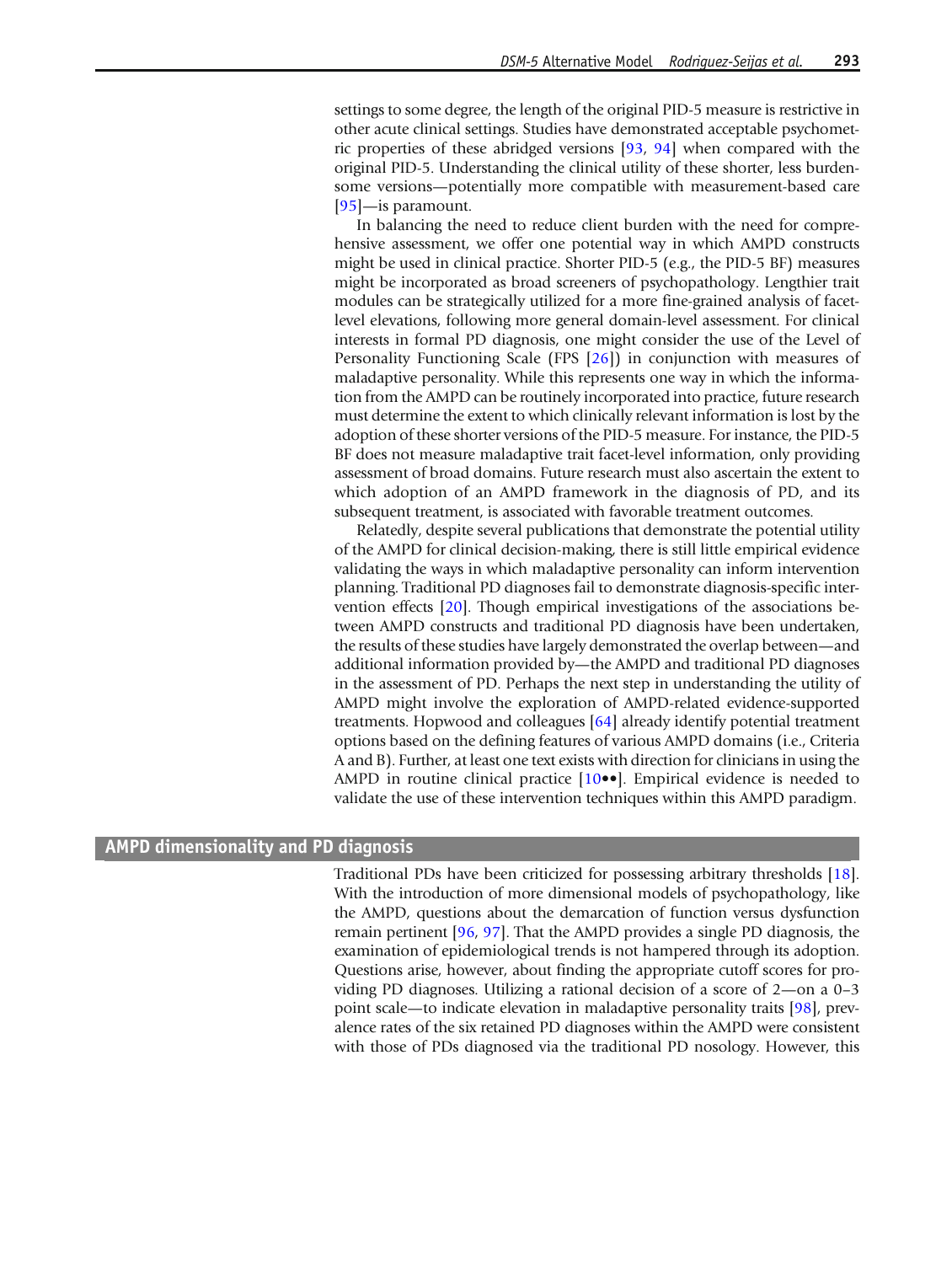settings to some degree, the length of the original PID-5 measure is restrictive in other acute clinical settings. Studies have demonstrated acceptable psychometric properties of these abridged versions [93, 94] when compared with the original PID-5. Understanding the clinical utility of these shorter, less burdensome versions—potentially more compatible with measurement-based care [95]—is paramount.

In balancing the need to reduce client burden with the need for comprehensive assessment, we offer one potential way in which AMPD constructs might be used in clinical practice. Shorter PID-5 (e.g., the PID-5 BF) measures might be incorporated as broad screeners of psychopathology. Lengthier trait modules can be strategically utilized for a more fine-grained analysis of facet-level elevations, following more general domain-level assessment. For clinical interests in formal PD diagnosis, one might consider the use of the Level of Personality Functioning Scale (FPS [26]) in conjunction with measures of maladaptive personality. While this represents one way in which the information from the AMPD can be routinely incorporated into practice, future research must determine the extent to which clinically relevant information is lost by the adoption of these shorter versions of the PID-5 measure. For instance, the PID-5 BF does not measure maladaptive trait facet-level information, only providing assessment of broad domains. Future research must also ascertain the extent to which adoption of an AMPD framework in the diagnosis of PD, and its subsequent treatment, is associated with favorable treatment outcomes.

Relatedly, despite several publications that demonstrate the potential utility of the AMPD for clinical decision-making, there is still little empirical evidence validating the ways in which maladaptive personality can inform intervention planning. Traditional PD diagnoses fail to demonstrate diagnosis-specific intervention effects [20]. Though empirical investigations of the associations between AMPD constructs and traditional PD diagnosis have been undertaken, the results of these studies have largely demonstrated the overlap between—and additional information provided by—the AMPD and traditional PD diagnoses in the assessment of PD. Perhaps the next step in understanding the utility of AMPD might involve the exploration of AMPD-related evidence-supported treatments. Hopwood and colleagues [64] already identify potential treatment options based on the defining features of various AMPD domains (i.e., Criteria A and B). Further, at least one text exists with direction for clinicians in using the AMPD in routine clinical practice [10••]. Empirical evidence is needed to validate the use of these intervention techniques within this AMPD paradigm.

## AMPD dimensionality and PD diagnosis

Traditional PDs have been criticized for possessing arbitrary thresholds [18]. With the introduction of more dimensional models of psychopathology, like the AMPD, questions about the demarcation of function versus dysfunction remain pertinent [96, 97]. That the AMPD provides a single PD diagnosis, the examination of epidemiological trends is not hampered through its adoption. Questions arise, however, about finding the appropriate cutoff scores for providing PD diagnoses. Utilizing a rational decision of a score of 2—on a 0–3 point scale—to indicate elevation in maladaptive personality traits [98], prevalence rates of the six retained PD diagnoses within the AMPD were consistent with those of PDs diagnosed via the traditional PD nosology. However, this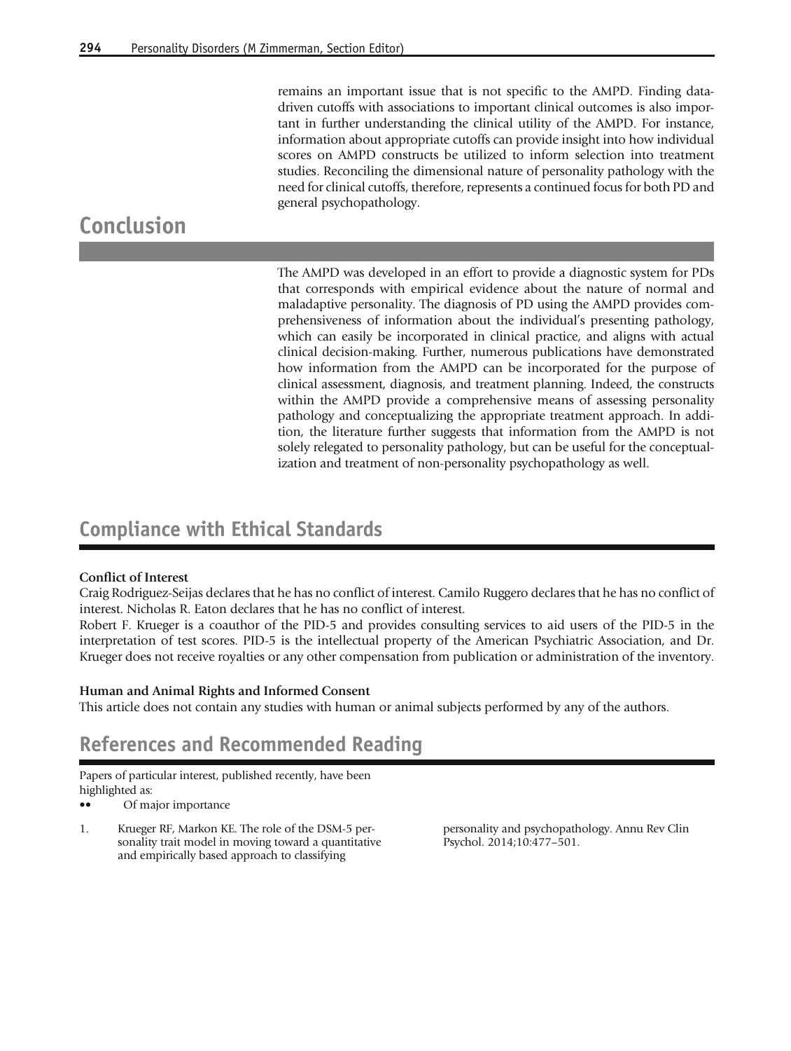remains an important issue that is not specific to the AMPD. Finding data-driven cutoffs with associations to important clinical outcomes is also important in further understanding the clinical utility of the AMPD. For instance, information about appropriate cutoffs can provide insight into how individual scores on AMPD constructs be utilized to inform selection into treatment studies. Reconciling the dimensional nature of personality pathology with the need for clinical cutoffs, therefore, represents a continued focus for both PD and general psychopathology.

## Conclusion

The AMPD was developed in an effort to provide a diagnostic system for PDs that corresponds with empirical evidence about the nature of normal and maladaptive personality. The diagnosis of PD using the AMPD provides comprehensiveness of information about the individual's presenting pathology, which can easily be incorporated in clinical practice, and aligns with actual clinical decision-making. Further, numerous publications have demonstrated how information from the AMPD can be incorporated for the purpose of clinical assessment, diagnosis, and treatment planning. Indeed, the constructs within the AMPD provide a comprehensive means of assessing personality pathology and conceptualizing the appropriate treatment approach. In addition, the literature further suggests that information from the AMPD is not solely relegated to personality pathology, but can be useful for the conceptualization and treatment of non-personality psychopathology as well.

## Compliance with Ethical Standards

**Conflict of Interest**

Craig Rodriguez-Seijas declares that he has no conflict of interest. Camilo Ruggero declares that he has no conflict of interest. Nicholas R. Eaton declares that he has no conflict of interest.

Robert F. Krueger is a coauthor of the PID-5 and provides consulting services to aid users of the PID-5 in the interpretation of test scores. PID-5 is the intellectual property of the American Psychiatric Association, and Dr. Krueger does not receive royalties or any other compensation from publication or administration of the inventory.

**Human and Animal Rights and Informed Consent**

This article does not contain any studies with human or animal subjects performed by any of the authors.

## References and Recommended Reading

Papers of particular interest, published recently, have been highlighted as:

•• Of major importance

1. Krueger RF, Markon KE. The role of the DSM-5 personality trait model in moving toward a quantitative and empirically based approach to classifying personality and psychopathology. Annu Rev Clin Psychol. 2014;10:477–501.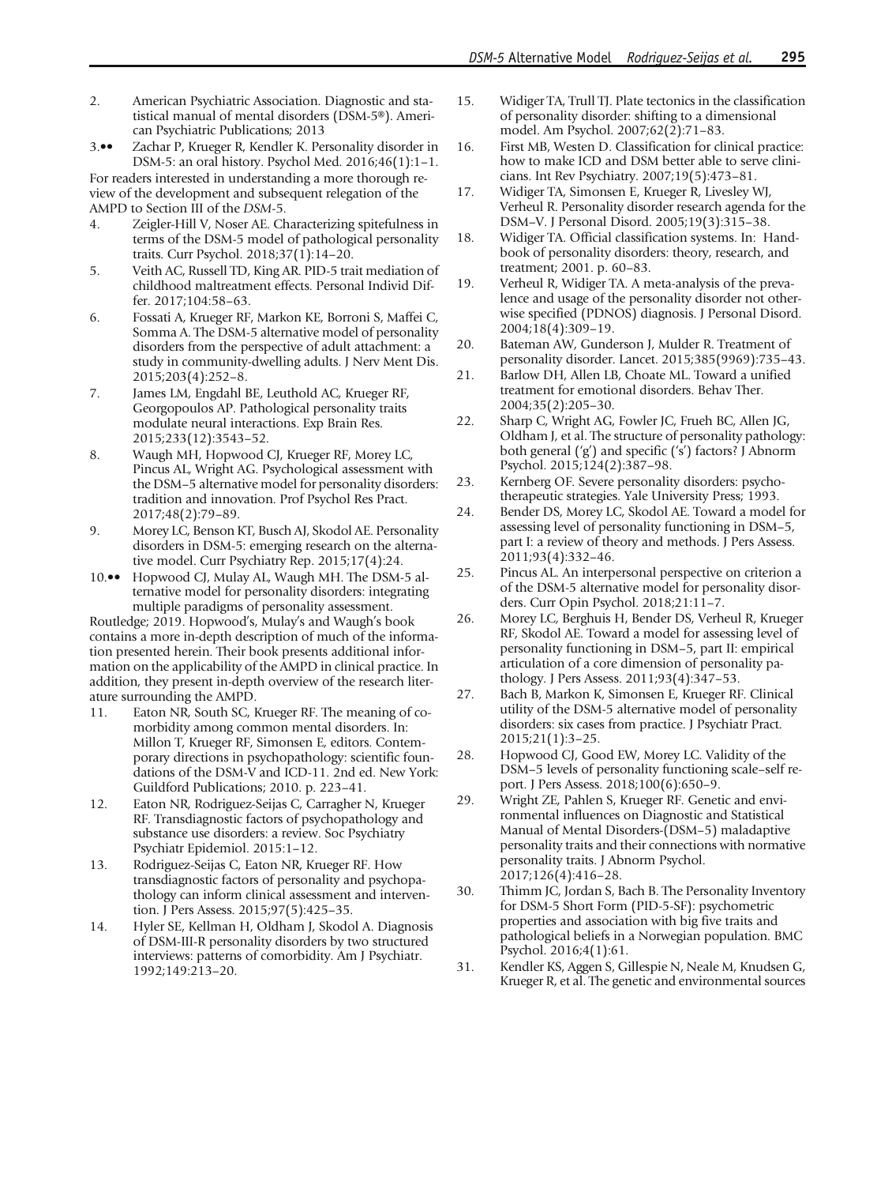2. American Psychiatric Association. Diagnostic and statistical manual of mental disorders (DSM-5®). American Psychiatric Publications; 2013

3.•• Zachar P, Krueger R, Kendler K. Personality disorder in DSM-5: an oral history. Psychol Med. 2016;46(1):1–1.

For readers interested in understanding a more thorough review of the development and subsequent relegation of the AMPD to Section III of the *DSM*-5.

4. Zeigler-Hill V, Noser AE. Characterizing spitefulness in terms of the DSM-5 model of pathological personality traits. Curr Psychol. 2018;37(1):14–20.

5. Veith AC, Russell TD, King AR. PID-5 trait mediation of childhood maltreatment effects. Personal Individ Differ. 2017;104:58–63.

6. Fossati A, Krueger RF, Markon KE, Borroni S, Maffei C, Somma A. The DSM-5 alternative model of personality disorders from the perspective of adult attachment: a study in community-dwelling adults. J Nerv Ment Dis. 2015;203(4):252–8.

7. James LM, Engdahl BE, Leuthold AC, Krueger RF, Georgopoulos AP. Pathological personality traits modulate neural interactions. Exp Brain Res. 2015;233(12):3543–52.

8. Waugh MH, Hopwood CJ, Krueger RF, Morey LC, Pincus AL, Wright AG. Psychological assessment with the DSM–5 alternative model for personality disorders: tradition and innovation. Prof Psychol Res Pract. 2017;48(2):79–89.

9. Morey LC, Benson KT, Busch AJ, Skodol AE. Personality disorders in DSM-5: emerging research on the alternative model. Curr Psychiatry Rep. 2015;17(4):24.

10.•• Hopwood CJ, Mulay AL, Waugh MH. The DSM-5 alternative model for personality disorders: integrating multiple paradigms of personality assessment. Routledge; 2019. Hopwood's, Mulay's and Waugh's book contains a more in-depth description of much of the information presented herein. Their book presents additional information on the applicability of the AMPD in clinical practice. In addition, they present in-depth overview of the research literature surrounding the AMPD.

11. Eaton NR, South SC, Krueger RF. The meaning of comorbidity among common mental disorders. In: Millon T, Krueger RF, Simonsen E, editors. Contemporary directions in psychopathology: scientific foundations of the DSM-V and ICD-11. 2nd ed. New York: Guildford Publications; 2010. p. 223–41.

12. Eaton NR, Rodriguez-Seijas C, Carragher N, Krueger RF. Transdiagnostic factors of psychopathology and substance use disorders: a review. Soc Psychiatry Psychiatr Epidemiol. 2015:1–12.

13. Rodriguez-Seijas C, Eaton NR, Krueger RF. How transdiagnostic factors of personality and psychopathology can inform clinical assessment and intervention. J Pers Assess. 2015;97(5):425–35.

14. Hyler SE, Kellman H, Oldham J, Skodol A. Diagnosis of DSM-III-R personality disorders by two structured interviews: patterns of comorbidity. Am J Psychiatr. 1992;149:213–20.

15. Widiger TA, Trull TJ. Plate tectonics in the classification of personality disorder: shifting to a dimensional model. Am Psychol. 2007;62(2):71–83.

16. First MB, Westen D. Classification for clinical practice: how to make ICD and DSM better able to serve clinicians. Int Rev Psychiatry. 2007;19(5):473–81.

17. Widiger TA, Simonsen E, Krueger R, Livesley WJ, Verheul R. Personality disorder research agenda for the DSM–V. J Personal Disord. 2005;19(3):315–38.

18. Widiger TA. Official classification systems. In: Handbook of personality disorders: theory, research, and treatment; 2001. p. 60–83.

19. Verheul R, Widiger TA. A meta-analysis of the prevalence and usage of the personality disorder not otherwise specified (PDNOS) diagnosis. J Personal Disord. 2004;18(4):309–19.

20. Bateman AW, Gunderson J, Mulder R. Treatment of personality disorder. Lancet. 2015;385(9969):735–43.

21. Barlow DH, Allen LB, Choate ML. Toward a unified treatment for emotional disorders. Behav Ther. 2004;35(2):205–30.

22. Sharp C, Wright AG, Fowler JC, Frueh BC, Allen JG, Oldham J, et al. The structure of personality pathology: both general ('g') and specific ('s') factors? J Abnorm Psychol. 2015;124(2):387–98.

23. Kernberg OF. Severe personality disorders: psychotherapeutic strategies. Yale University Press; 1993.

24. Bender DS, Morey LC, Skodol AE. Toward a model for assessing level of personality functioning in DSM–5, part I: a review of theory and methods. J Pers Assess. 2011;93(4):332–46.

25. Pincus AL. An interpersonal perspective on criterion a of the DSM-5 alternative model for personality disorders. Curr Opin Psychol. 2018;21:11–7.

26. Morey LC, Berghuis H, Bender DS, Verheul R, Krueger RF, Skodol AE. Toward a model for assessing level of personality functioning in DSM–5, part II: empirical articulation of a core dimension of personality pathology. J Pers Assess. 2011;93(4):347–53.

27. Bach B, Markon K, Simonsen E, Krueger RF. Clinical utility of the DSM-5 alternative model of personality disorders: six cases from practice. J Psychiatr Pract. 2015;21(1):3–25.

28. Hopwood CJ, Good EW, Morey LC. Validity of the DSM–5 levels of personality functioning scale–self report. J Pers Assess. 2018;100(6):650–9.

29. Wright ZE, Pahlen S, Krueger RF. Genetic and environmental influences on Diagnostic and Statistical Manual of Mental Disorders-(DSM–5) maladaptive personality traits and their connections with normative personality traits. J Abnorm Psychol. 2017;126(4):416–28.

30. Thimm JC, Jordan S, Bach B. The Personality Inventory for DSM-5 Short Form (PID-5-SF): psychometric properties and association with big five traits and pathological beliefs in a Norwegian population. BMC Psychol. 2016;4(1):61.

31. Kendler KS, Aggen S, Gillespie N, Neale M, Knudsen G, Krueger R, et al. The genetic and environmental sources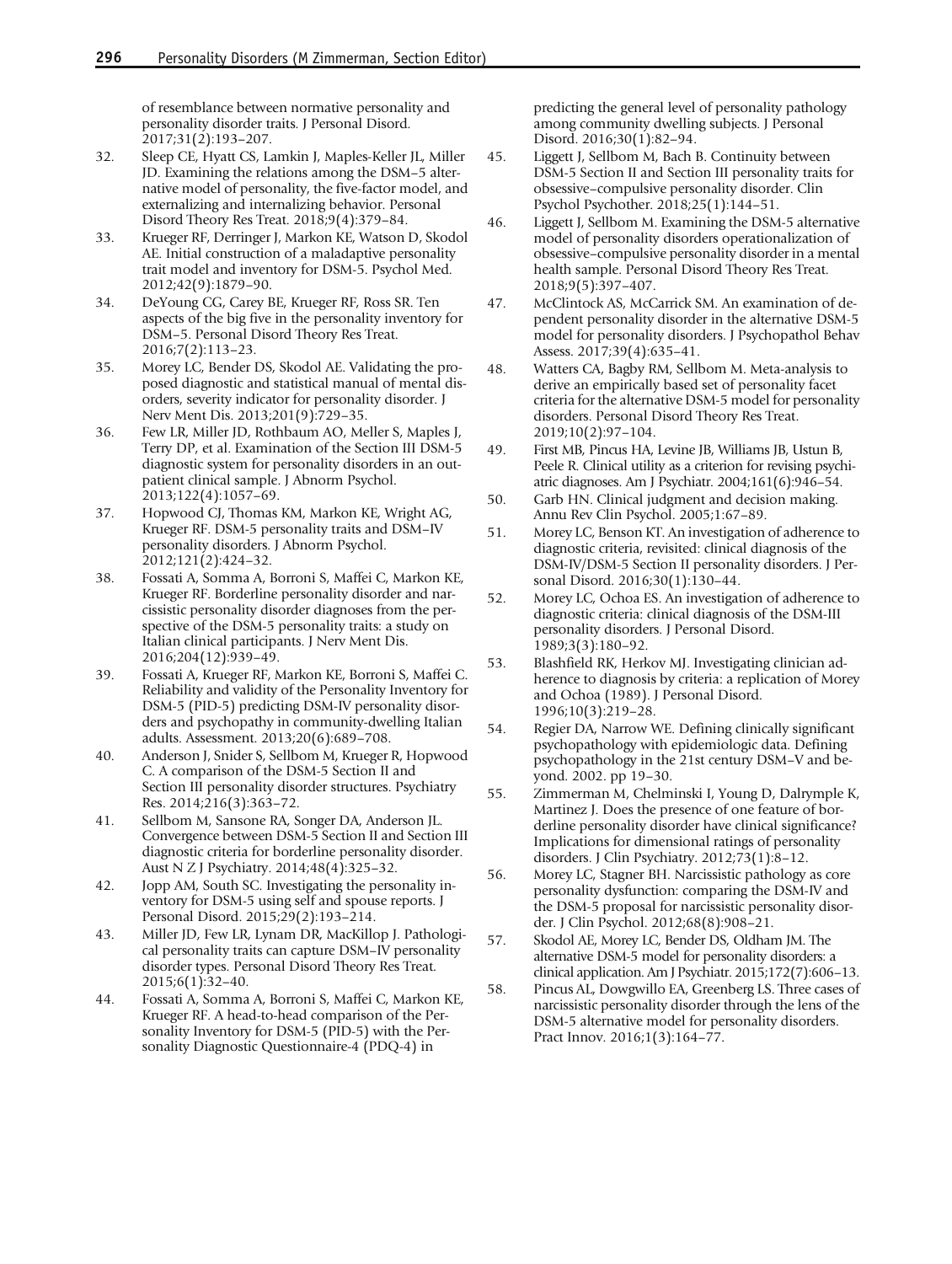of resemblance between normative personality and personality disorder traits. J Personal Disord. 2017;31(2):193–207.

32. Sleep CE, Hyatt CS, Lamkin J, Maples-Keller JL, Miller JD. Examining the relations among the DSM–5 alternative model of personality, the five-factor model, and externalizing and internalizing behavior. Personal Disord Theory Res Treat. 2018;9(4):379–84.
33. Krueger RF, Derringer J, Markon KE, Watson D, Skodol AE. Initial construction of a maladaptive personality trait model and inventory for DSM-5. Psychol Med. 2012;42(9):1879–90.
34. DeYoung CG, Carey BE, Krueger RF, Ross SR. Ten aspects of the big five in the personality inventory for DSM–5. Personal Disord Theory Res Treat. 2016;7(2):113–23.
35. Morey LC, Bender DS, Skodol AE. Validating the proposed diagnostic and statistical manual of mental disorders, severity indicator for personality disorder. J Nerv Ment Dis. 2013;201(9):729–35.
36. Few LR, Miller JD, Rothbaum AO, Meller S, Maples J, Terry DP, et al. Examination of the Section III DSM-5 diagnostic system for personality disorders in an outpatient clinical sample. J Abnorm Psychol. 2013;122(4):1057–69.
37. Hopwood CJ, Thomas KM, Markon KE, Wright AG, Krueger RF. DSM-5 personality traits and DSM–IV personality disorders. J Abnorm Psychol. 2012;121(2):424–32.
38. Fossati A, Somma A, Borroni S, Maffei C, Markon KE, Krueger RF. Borderline personality disorder and narcissistic personality disorder diagnoses from the perspective of the DSM-5 personality traits: a study on Italian clinical participants. J Nerv Ment Dis. 2016;204(12):939–49.
39. Fossati A, Krueger RF, Markon KE, Borroni S, Maffei C. Reliability and validity of the Personality Inventory for DSM-5 (PID-5) predicting DSM-IV personality disorders and psychopathy in community-dwelling Italian adults. Assessment. 2013;20(6):689–708.
40. Anderson J, Snider S, Sellbom M, Krueger R, Hopwood C. A comparison of the DSM-5 Section II and Section III personality disorder structures. Psychiatry Res. 2014;216(3):363–72.
41. Sellbom M, Sansone RA, Songer DA, Anderson JL. Convergence between DSM-5 Section II and Section III diagnostic criteria for borderline personality disorder. Aust N Z J Psychiatry. 2014;48(4):325–32.
42. Jopp AM, South SC. Investigating the personality inventory for DSM-5 using self and spouse reports. J Personal Disord. 2015;29(2):193–214.
43. Miller JD, Few LR, Lynam DR, MacKillop J. Pathological personality traits can capture DSM–IV personality disorder types. Personal Disord Theory Res Treat. 2015;6(1):32–40.
44. Fossati A, Somma A, Borroni S, Maffei C, Markon KE, Krueger RF. A head-to-head comparison of the Personality Inventory for DSM-5 (PID-5) with the Personality Diagnostic Questionnaire-4 (PDQ-4) in predicting the general level of personality pathology among community dwelling subjects. J Personal Disord. 2016;30(1):82–94.
45. Liggett J, Sellbom M, Bach B. Continuity between DSM-5 Section II and Section III personality traits for obsessive–compulsive personality disorder. Clin Psychol Psychother. 2018;25(1):144–51.
46. Liggett J, Sellbom M. Examining the DSM-5 alternative model of personality disorders operationalization of obsessive–compulsive personality disorder in a mental health sample. Personal Disord Theory Res Treat. 2018;9(5):397–407.
47. McClintock AS, McCarrick SM. An examination of dependent personality disorder in the alternative DSM-5 model for personality disorders. J Psychopathol Behav Assess. 2017;39(4):635–41.
48. Watters CA, Bagby RM, Sellbom M. Meta-analysis to derive an empirically based set of personality facet criteria for the alternative DSM-5 model for personality disorders. Personal Disord Theory Res Treat. 2019;10(2):97–104.
49. First MB, Pincus HA, Levine JB, Williams JB, Ustun B, Peele R. Clinical utility as a criterion for revising psychiatric diagnoses. Am J Psychiatr. 2004;161(6):946–54.
50. Garb HN. Clinical judgment and decision making. Annu Rev Clin Psychol. 2005;1:67–89.
51. Morey LC, Benson KT. An investigation of adherence to diagnostic criteria, revisited: clinical diagnosis of the DSM-IV/DSM-5 Section II personality disorders. J Personal Disord. 2016;30(1):130–44.
52. Morey LC, Ochoa ES. An investigation of adherence to diagnostic criteria: clinical diagnosis of the DSM-III personality disorders. J Personal Disord. 1989;3(3):180–92.
53. Blashfield RK, Herkov MJ. Investigating clinician adherence to diagnosis by criteria: a replication of Morey and Ochoa (1989). J Personal Disord. 1996;10(3):219–28.
54. Regier DA, Narrow WE. Defining clinically significant psychopathology with epidemiologic data. Defining psychopathology in the 21st century DSM–V and beyond. 2002. pp 19–30.
55. Zimmerman M, Chelminski I, Young D, Dalrymple K, Martinez J. Does the presence of one feature of borderline personality disorder have clinical significance? Implications for dimensional ratings of personality disorders. J Clin Psychiatry. 2012;73(1):8–12.
56. Morey LC, Stagner BH. Narcissistic pathology as core personality dysfunction: comparing the DSM-IV and the DSM-5 proposal for narcissistic personality disorder. J Clin Psychol. 2012;68(8):908–21.
57. Skodol AE, Morey LC, Bender DS, Oldham JM. The alternative DSM-5 model for personality disorders: a clinical application. Am J Psychiatr. 2015;172(7):606–13.
58. Pincus AL, Dowgwillo EA, Greenberg LS. Three cases of narcissistic personality disorder through the lens of the DSM-5 alternative model for personality disorders. Pract Innov. 2016;1(3):164–77.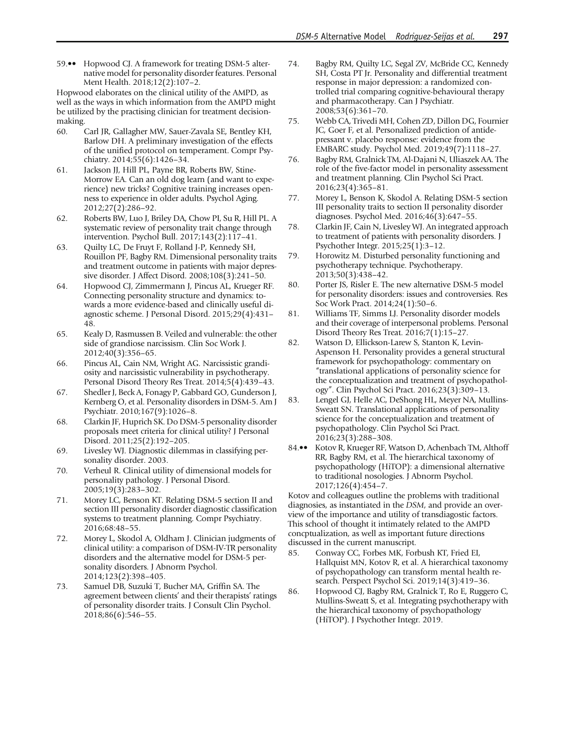59.•• Hopwood CJ. A framework for treating DSM-5 alternative model for personality disorder features. Personal Ment Health. 2018;12(2):107–2.

Hopwood elaborates on the clinical utility of the AMPD, as well as the ways in which information from the AMPD might be utilized by the practising clinician for treatment decision-making.

60. Carl JR, Gallagher MW, Sauer-Zavala SE, Bentley KH, Barlow DH. A preliminary investigation of the effects of the unified protocol on temperament. Compr Psychiatry. 2014;55(6):1426–34.
61. Jackson JJ, Hill PL, Payne BR, Roberts BW, Stine-Morrow EA. Can an old dog learn (and want to experience) new tricks? Cognitive training increases openness to experience in older adults. Psychol Aging. 2012;27(2):286–92.
62. Roberts BW, Luo J, Briley DA, Chow PI, Su R, Hill PL. A systematic review of personality trait change through intervention. Psychol Bull. 2017;143(2):117–41.
63. Quilty LC, De Fruyt F, Rolland J-P, Kennedy SH, Rouillon PF, Bagby RM. Dimensional personality traits and treatment outcome in patients with major depressive disorder. J Affect Disord. 2008;108(3):241–50.
64. Hopwood CJ, Zimmermann J, Pincus AL, Krueger RF. Connecting personality structure and dynamics: towards a more evidence-based and clinically useful diagnostic scheme. J Personal Disord. 2015;29(4):431–48.
65. Kealy D, Rasmussen B. Veiled and vulnerable: the other side of grandiose narcissism. Clin Soc Work J. 2012;40(3):356–65.
66. Pincus AL, Cain NM, Wright AG. Narcissistic grandiosity and narcissistic vulnerability in psychotherapy. Personal Disord Theory Res Treat. 2014;5(4):439–43.
67. Shedler J, Beck A, Fonagy P, Gabbard GO, Gunderson J, Kernberg O, et al. Personality disorders in DSM-5. Am J Psychiatr. 2010;167(9):1026–8.
68. Clarkin JF, Huprich SK. Do DSM-5 personality disorder proposals meet criteria for clinical utility? J Personal Disord. 2011;25(2):192–205.
69. Livesley WJ. Diagnostic dilemmas in classifying personality disorder. 2003.
70. Verheul R. Clinical utility of dimensional models for personality pathology. J Personal Disord. 2005;19(3):283–302.
71. Morey LC, Benson KT. Relating DSM-5 section II and section III personality disorder diagnostic classification systems to treatment planning. Compr Psychiatry. 2016;68:48–55.
72. Morey L, Skodol A, Oldham J. Clinician judgments of clinical utility: a comparison of DSM-IV-TR personality disorders and the alternative model for DSM-5 personality disorders. J Abnorm Psychol. 2014;123(2):398–405.
73. Samuel DB, Suzuki T, Bucher MA, Griffin SA. The agreement between clients' and their therapists' ratings of personality disorder traits. J Consult Clin Psychol. 2018;86(6):546–55.
74. Bagby RM, Quilty LC, Segal ZV, McBride CC, Kennedy SH, Costa PT Jr. Personality and differential treatment response in major depression: a randomized controlled trial comparing cognitive-behavioural therapy and pharmacotherapy. Can J Psychiatr. 2008;53(6):361–70.
75. Webb CA, Trivedi MH, Cohen ZD, Dillon DG, Fournier JC, Goer F, et al. Personalized prediction of antidepressant v. placebo response: evidence from the EMBARC study. Psychol Med. 2019;49(7):1118–27.
76. Bagby RM, Gralnick TM, Al-Dajani N, Uliaszek AA. The role of the five-factor model in personality assessment and treatment planning. Clin Psychol Sci Pract. 2016;23(4):365–81.
77. Morey L, Benson K, Skodol A. Relating DSM-5 section III personality traits to section II personality disorder diagnoses. Psychol Med. 2016;46(3):647–55.
78. Clarkin JF, Cain N, Livesley WJ. An integrated approach to treatment of patients with personality disorders. J Psychother Integr. 2015;25(1):3–12.
79. Horowitz M. Disturbed personality functioning and psychotherapy technique. Psychotherapy. 2013;50(3):438–42.
80. Porter JS, Risler E. The new alternative DSM-5 model for personality disorders: issues and controversies. Res Soc Work Pract. 2014;24(1):50–6.
81. Williams TF, Simms LJ. Personality disorder models and their coverage of interpersonal problems. Personal Disord Theory Res Treat. 2016;7(1):15–27.
82. Watson D, Ellickson-Larew S, Stanton K, Levin-Aspenson H. Personality provides a general structural framework for psychopathology: commentary on "translational applications of personality science for the conceptualization and treatment of psychopathology". Clin Psychol Sci Pract. 2016;23(3):309–13.
83. Lengel GJ, Helle AC, DeShong HL, Meyer NA, Mullins-Sweatt SN. Translational applications of personality science for the conceptualization and treatment of psychopathology. Clin Psychol Sci Pract. 2016;23(3):288–308.

84.•• Kotov R, Krueger RF, Watson D, Achenbach TM, Althoff RR, Bagby RM, et al. The hierarchical taxonomy of psychopathology (HiTOP): a dimensional alternative to traditional nosologies. J Abnorm Psychol. 2017;126(4):454–7.

Kotov and colleagues outline the problems with traditional diagnoses, as instantiated in the *DSM*, and provide an overview of the importance and utility of transdiagostic factors. This school of thought it intimately related to the AMPD concptualization, as well as important future directions discussed in the current manuscript.

85. Conway CC, Forbes MK, Forbush KT, Fried EI, Hallquist MN, Kotov R, et al. A hierarchical taxonomy of psychopathology can transform mental health research. Perspect Psychol Sci. 2019;14(3):419–36.
86. Hopwood CJ, Bagby RM, Gralnick T, Ro E, Ruggero C, Mullins-Sweatt S, et al. Integrating psychotherapy with the hierarchical taxonomy of psychopathology (HiTOP). J Psychother Integr. 2019.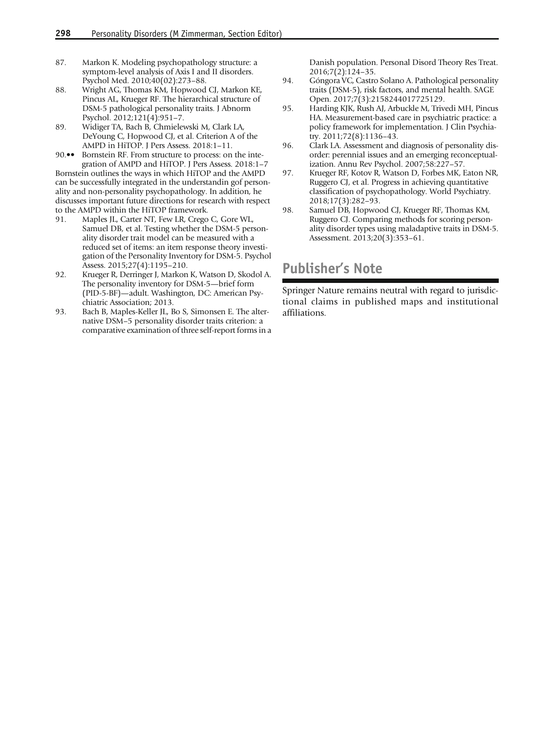87. Markon K. Modeling psychopathology structure: a symptom-level analysis of Axis I and II disorders. Psychol Med. 2010;40(02):273–88.
88. Wright AG, Thomas KM, Hopwood CJ, Markon KE, Pincus AL, Krueger RF. The hierarchical structure of DSM-5 pathological personality traits. J Abnorm Psychol. 2012;121(4):951–7.
89. Widiger TA, Bach B, Chmielewski M, Clark LA, DeYoung C, Hopwood CJ, et al. Criterion A of the AMPD in HiTOP. J Pers Assess. 2018:1–11.
90.•• Bornstein RF. From structure to process: on the integration of AMPD and HiTOP. J Pers Assess. 2018:1–7

Bornstein outlines the ways in which HiTOP and the AMPD can be successfully integrated in the understandin gof personality and non-personality psychopathology. In addition, he discusses important future directions for research with respect to the AMPD within the HiTOP framework.

91. Maples JL, Carter NT, Few LR, Crego C, Gore WL, Samuel DB, et al. Testing whether the DSM-5 personality disorder trait model can be measured with a reduced set of items: an item response theory investigation of the Personality Inventory for DSM-5. Psychol Assess. 2015;27(4):1195–210.
92. Krueger R, Derringer J, Markon K, Watson D, Skodol A. The personality inventory for DSM-5—brief form (PID-5-BF)—adult. Washington, DC: American Psychiatric Association; 2013.
93. Bach B, Maples-Keller JL, Bo S, Simonsen E. The alternative DSM–5 personality disorder traits criterion: a comparative examination of three self-report forms in a Danish population. Personal Disord Theory Res Treat. 2016;7(2):124–35.
94. Góngora VC, Castro Solano A. Pathological personality traits (DSM-5), risk factors, and mental health. SAGE Open. 2017;7(3):2158244017725129.
95. Harding KJK, Rush AJ, Arbuckle M, Trivedi MH, Pincus HA. Measurement-based care in psychiatric practice: a policy framework for implementation. J Clin Psychiatry. 2011;72(8):1136–43.
96. Clark LA. Assessment and diagnosis of personality disorder: perennial issues and an emerging reconceptualization. Annu Rev Psychol. 2007;58:227–57.
97. Krueger RF, Kotov R, Watson D, Forbes MK, Eaton NR, Ruggero CJ, et al. Progress in achieving quantitative classification of psychopathology. World Psychiatry. 2018;17(3):282–93.
98. Samuel DB, Hopwood CJ, Krueger RF, Thomas KM, Ruggero CJ. Comparing methods for scoring personality disorder types using maladaptive traits in DSM-5. Assessment. 2013;20(3):353–61.

## Publisher's Note

Springer Nature remains neutral with regard to jurisdictional claims in published maps and institutional affiliations.